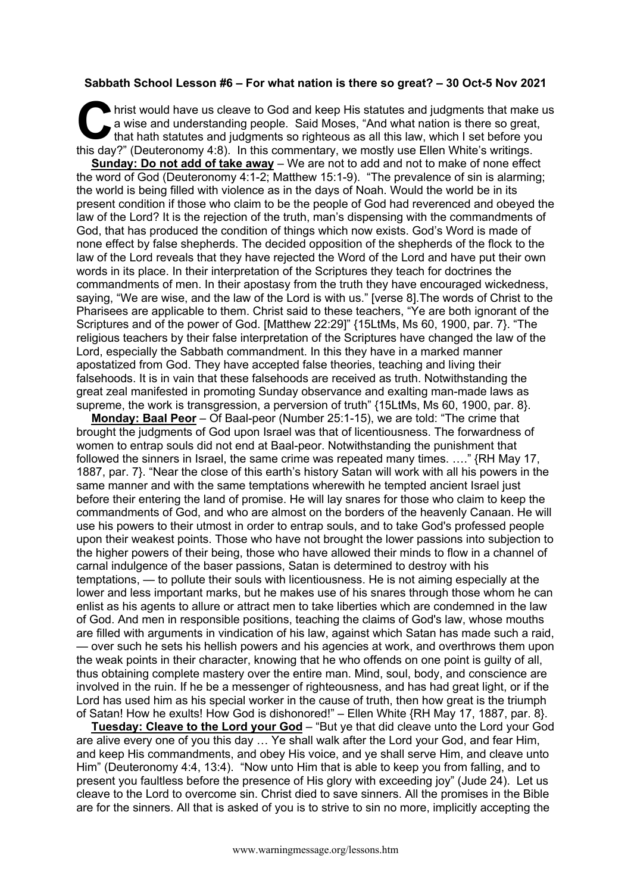**Sabbath School Lesson #6 – For what nation is there so great? – 30 Oct-5 Nov 2021**

Christ would have us cleave to God and keep His statutes and judgments that make us a wise and understanding people. Said Moses, "And what nation is there so great, that hath statutes and judgments so righteous as all this law, which I set before you this day?" (Deuteronomy 4:8). In this commentary, we mostly use Ellen White's writings.

**Sunday: Do not add of take away** – We are not to add and not to make of none effect the word of God (Deuteronomy 4:1-2; Matthew 15:1-9). "The prevalence of sin is alarming; the world is being filled with violence as in the days of Noah. Would the world be in its present condition if those who claim to be the people of God had reverenced and obeyed the law of the Lord? It is the rejection of the truth, man's dispensing with the commandments of God, that has produced the condition of things which now exists. God's Word is made of none effect by false shepherds. The decided opposition of the shepherds of the flock to the law of the Lord reveals that they have rejected the Word of the Lord and have put their own words in its place. In their interpretation of the Scriptures they teach for doctrines the commandments of men. In their apostasy from the truth they have encouraged wickedness, saying, "We are wise, and the law of the Lord is with us." [verse 8].The words of Christ to the Pharisees are applicable to them. Christ said to these teachers, "Ye are both ignorant of the Scriptures and of the power of God. [Matthew 22:29]" {15LtMs, Ms 60, 1900, par. 7}. "The religious teachers by their false interpretation of the Scriptures have changed the law of the Lord, especially the Sabbath commandment. In this they have in a marked manner apostatized from God. They have accepted false theories, teaching and living their falsehoods. It is in vain that these falsehoods are received as truth. Notwithstanding the great zeal manifested in promoting Sunday observance and exalting man-made laws as supreme, the work is transgression, a perversion of truth" {15LtMs, Ms 60, 1900, par. 8}.

**Monday: Baal Peor** – Of Baal-peor (Number 25:1-15), we are told: "The crime that brought the judgments of God upon Israel was that of licentiousness. The forwardness of women to entrap souls did not end at Baal-peor. Notwithstanding the punishment that followed the sinners in Israel, the same crime was repeated many times. …." {RH May 17, 1887, par. 7}. "Near the close of this earth's history Satan will work with all his powers in the same manner and with the same temptations wherewith he tempted ancient Israel just before their entering the land of promise. He will lay snares for those who claim to keep the commandments of God, and who are almost on the borders of the heavenly Canaan. He will use his powers to their utmost in order to entrap souls, and to take God's professed people upon their weakest points. Those who have not brought the lower passions into subjection to the higher powers of their being, those who have allowed their minds to flow in a channel of carnal indulgence of the baser passions, Satan is determined to destroy with his temptations, — to pollute their souls with licentiousness. He is not aiming especially at the lower and less important marks, but he makes use of his snares through those whom he can enlist as his agents to allure or attract men to take liberties which are condemned in the law of God. And men in responsible positions, teaching the claims of God's law, whose mouths are filled with arguments in vindication of his law, against which Satan has made such a raid, — over such he sets his hellish powers and his agencies at work, and overthrows them upon the weak points in their character, knowing that he who offends on one point is guilty of all, thus obtaining complete mastery over the entire man. Mind, soul, body, and conscience are involved in the ruin. If he be a messenger of righteousness, and has had great light, or if the Lord has used him as his special worker in the cause of truth, then how great is the triumph of Satan! How he exults! How God is dishonored!" – Ellen White {RH May 17, 1887, par. 8}.

**Tuesday: Cleave to the Lord your God** – "But ye that did cleave unto the Lord your God are alive every one of you this day … Ye shall walk after the Lord your God, and fear Him, and keep His commandments, and obey His voice, and ye shall serve Him, and cleave unto Him" (Deuteronomy 4:4, 13:4). "Now unto Him that is able to keep you from falling, and to present you faultless before the presence of His glory with exceeding joy" (Jude 24). Let us cleave to the Lord to overcome sin. Christ died to save sinners. All the promises in the Bible are for the sinners. All that is asked of you is to strive to sin no more, implicitly accepting the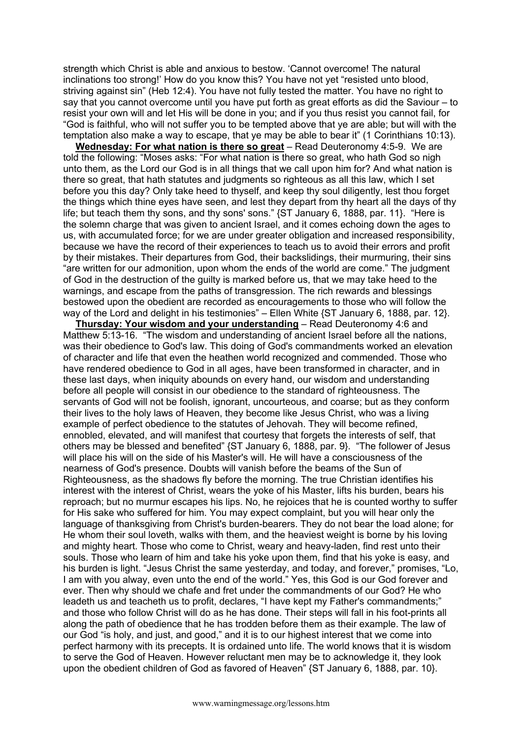strength which Christ is able and anxious to bestow. 'Cannot overcome! The natural inclinations too strong!' How do you know this? You have not yet "resisted unto blood, striving against sin" (Heb 12:4). You have not fully tested the matter. You have no right to say that you cannot overcome until you have put forth as great efforts as did the Saviour – to resist your own will and let His will be done in you; and if you thus resist you cannot fail, for "God is faithful, who will not suffer you to be tempted above that ye are able; but will with the temptation also make a way to escape, that ye may be able to bear it" (1 Corinthians 10:13).

**Wednesday: For what nation is there so great** – Read Deuteronomy 4:5-9. We are told the following: "Moses asks: "For what nation is there so great, who hath God so nigh unto them, as the Lord our God is in all things that we call upon him for? And what nation is there so great, that hath statutes and judgments so righteous as all this law, which I set before you this day? Only take heed to thyself, and keep thy soul diligently, lest thou forget the things which thine eyes have seen, and lest they depart from thy heart all the days of thy life; but teach them thy sons, and thy sons' sons." {ST January 6, 1888, par. 11}. "Here is the solemn charge that was given to ancient Israel, and it comes echoing down the ages to us, with accumulated force; for we are under greater obligation and increased responsibility, because we have the record of their experiences to teach us to avoid their errors and profit by their mistakes. Their departures from God, their backslidings, their murmuring, their sins "are written for our admonition, upon whom the ends of the world are come." The judgment of God in the destruction of the guilty is marked before us, that we may take heed to the warnings, and escape from the paths of transgression. The rich rewards and blessings bestowed upon the obedient are recorded as encouragements to those who will follow the way of the Lord and delight in his testimonies" – Ellen White {ST January 6, 1888, par. 12}.

**Thursday: Your wisdom and your understanding** – Read Deuteronomy 4:6 and Matthew 5:13-16. "The wisdom and understanding of ancient Israel before all the nations, was their obedience to God's law. This doing of God's commandments worked an elevation of character and life that even the heathen world recognized and commended. Those who have rendered obedience to God in all ages, have been transformed in character, and in these last days, when iniquity abounds on every hand, our wisdom and understanding before all people will consist in our obedience to the standard of righteousness. The servants of God will not be foolish, ignorant, uncourteous, and coarse; but as they conform their lives to the holy laws of Heaven, they become like Jesus Christ, who was a living example of perfect obedience to the statutes of Jehovah. They will become refined, ennobled, elevated, and will manifest that courtesy that forgets the interests of self, that others may be blessed and benefited" {ST January 6, 1888, par. 9}. "The follower of Jesus will place his will on the side of his Master's will. He will have a consciousness of the nearness of God's presence. Doubts will vanish before the beams of the Sun of Righteousness, as the shadows fly before the morning. The true Christian identifies his interest with the interest of Christ, wears the yoke of his Master, lifts his burden, bears his reproach; but no murmur escapes his lips. No, he rejoices that he is counted worthy to suffer for His sake who suffered for him. You may expect complaint, but you will hear only the language of thanksgiving from Christ's burden-bearers. They do not bear the load alone; for He whom their soul loveth, walks with them, and the heaviest weight is borne by his loving and mighty heart. Those who come to Christ, weary and heavy-laden, find rest unto their souls. Those who learn of him and take his yoke upon them, find that his yoke is easy, and his burden is light. "Jesus Christ the same yesterday, and today, and forever," promises, "Lo, I am with you alway, even unto the end of the world." Yes, this God is our God forever and ever. Then why should we chafe and fret under the commandments of our God? He who leadeth us and teacheth us to profit, declares, "I have kept my Father's commandments;" and those who follow Christ will do as he has done. Their steps will fall in his foot-prints all along the path of obedience that he has trodden before them as their example. The law of our God "is holy, and just, and good," and it is to our highest interest that we come into perfect harmony with its precepts. It is ordained unto life. The world knows that it is wisdom to serve the God of Heaven. However reluctant men may be to acknowledge it, they look upon the obedient children of God as favored of Heaven" {ST January 6, 1888, par. 10}.